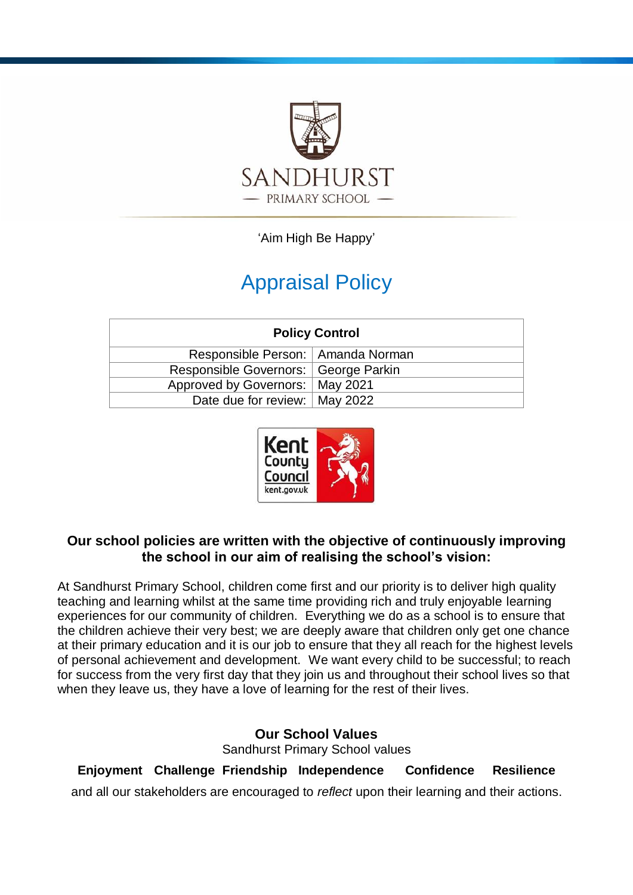SANDHURST
PRIMARY SCHOOL

'Aim High Be Happy'

# Appraisal Policy

| Policy Control | |
|---|---|
| Responsible Person: | Amanda Norman |
| Responsible Governors: | George Parkin |
| Approved by Governors: | May 2021 |
| Date due for review: | May 2022 |

**Our school policies are written with the objective of continuously improving the school in our aim of realising the school's vision:**

At Sandhurst Primary School, children come first and our priority is to deliver high quality teaching and learning whilst at the same time providing rich and truly enjoyable learning experiences for our community of children. Everything we do as a school is to ensure that the children achieve their very best; we are deeply aware that children only get one chance at their primary education and it is our job to ensure that they all reach for the highest levels of personal achievement and development. We want every child to be successful; to reach for success from the very first day that they join us and throughout their school lives so that when they leave us, they have a love of learning for the rest of their lives.

**Our School Values**

Sandhurst Primary School values

**Enjoyment Challenge Friendship Independence Confidence Resilience**

and all our stakeholders are encouraged to *reflect* upon their learning and their actions.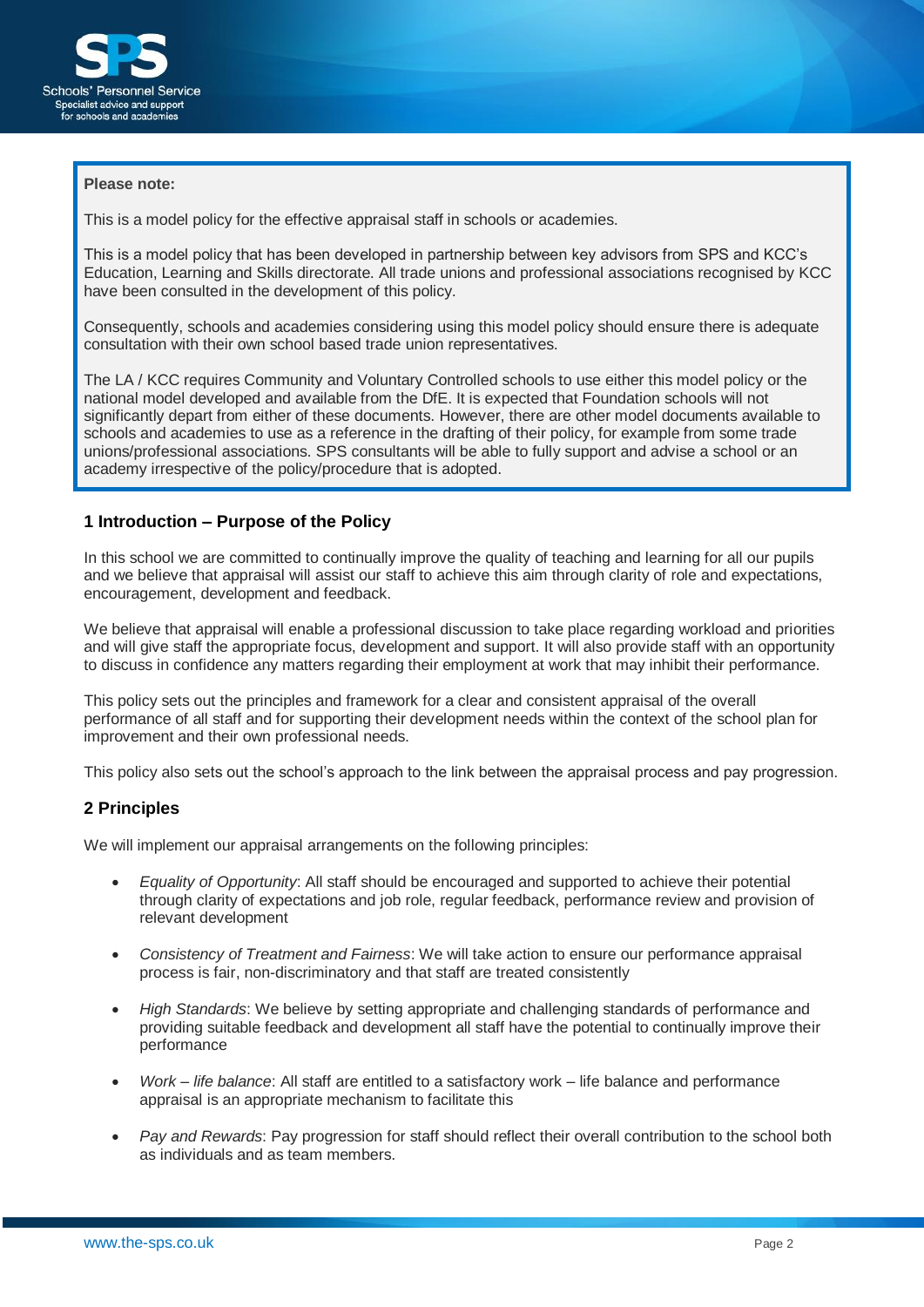**Please note:**

This is a model policy for the effective appraisal staff in schools or academies.

This is a model policy that has been developed in partnership between key advisors from SPS and KCC's Education, Learning and Skills directorate. All trade unions and professional associations recognised by KCC have been consulted in the development of this policy.

Consequently, schools and academies considering using this model policy should ensure there is adequate consultation with their own school based trade union representatives.

The LA / KCC requires Community and Voluntary Controlled schools to use either this model policy or the national model developed and available from the DfE. It is expected that Foundation schools will not significantly depart from either of these documents. However, there are other model documents available to schools and academies to use as a reference in the drafting of their policy, for example from some trade unions/professional associations. SPS consultants will be able to fully support and advise a school or an academy irrespective of the policy/procedure that is adopted.

## 1 Introduction – Purpose of the Policy

In this school we are committed to continually improve the quality of teaching and learning for all our pupils and we believe that appraisal will assist our staff to achieve this aim through clarity of role and expectations, encouragement, development and feedback.

We believe that appraisal will enable a professional discussion to take place regarding workload and priorities and will give staff the appropriate focus, development and support. It will also provide staff with an opportunity to discuss in confidence any matters regarding their employment at work that may inhibit their performance.

This policy sets out the principles and framework for a clear and consistent appraisal of the overall performance of all staff and for supporting their development needs within the context of the school plan for improvement and their own professional needs.

This policy also sets out the school's approach to the link between the appraisal process and pay progression.

## 2 Principles

We will implement our appraisal arrangements on the following principles:

- *Equality of Opportunity*: All staff should be encouraged and supported to achieve their potential through clarity of expectations and job role, regular feedback, performance review and provision of relevant development
- *Consistency of Treatment and Fairness*: We will take action to ensure our performance appraisal process is fair, non-discriminatory and that staff are treated consistently
- *High Standards*: We believe by setting appropriate and challenging standards of performance and providing suitable feedback and development all staff have the potential to continually improve their performance
- *Work – life balance*: All staff are entitled to a satisfactory work – life balance and performance appraisal is an appropriate mechanism to facilitate this
- *Pay and Rewards*: Pay progression for staff should reflect their overall contribution to the school both as individuals and as team members.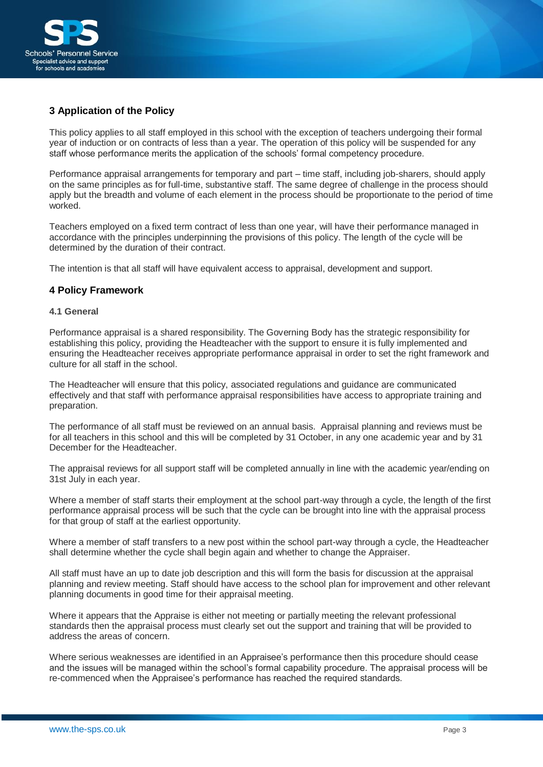## 3 Application of the Policy

This policy applies to all staff employed in this school with the exception of teachers undergoing their formal year of induction or on contracts of less than a year. The operation of this policy will be suspended for any staff whose performance merits the application of the schools' formal competency procedure.

Performance appraisal arrangements for temporary and part – time staff, including job-sharers, should apply on the same principles as for full-time, substantive staff. The same degree of challenge in the process should apply but the breadth and volume of each element in the process should be proportionate to the period of time worked.

Teachers employed on a fixed term contract of less than one year, will have their performance managed in accordance with the principles underpinning the provisions of this policy. The length of the cycle will be determined by the duration of their contract.

The intention is that all staff will have equivalent access to appraisal, development and support.

## 4 Policy Framework

### 4.1 General

Performance appraisal is a shared responsibility. The Governing Body has the strategic responsibility for establishing this policy, providing the Headteacher with the support to ensure it is fully implemented and ensuring the Headteacher receives appropriate performance appraisal in order to set the right framework and culture for all staff in the school.

The Headteacher will ensure that this policy, associated regulations and guidance are communicated effectively and that staff with performance appraisal responsibilities have access to appropriate training and preparation.

The performance of all staff must be reviewed on an annual basis. Appraisal planning and reviews must be for all teachers in this school and this will be completed by 31 October, in any one academic year and by 31 December for the Headteacher.

The appraisal reviews for all support staff will be completed annually in line with the academic year/ending on 31st July in each year.

Where a member of staff starts their employment at the school part-way through a cycle, the length of the first performance appraisal process will be such that the cycle can be brought into line with the appraisal process for that group of staff at the earliest opportunity.

Where a member of staff transfers to a new post within the school part-way through a cycle, the Headteacher shall determine whether the cycle shall begin again and whether to change the Appraiser.

All staff must have an up to date job description and this will form the basis for discussion at the appraisal planning and review meeting. Staff should have access to the school plan for improvement and other relevant planning documents in good time for their appraisal meeting.

Where it appears that the Appraise is either not meeting or partially meeting the relevant professional standards then the appraisal process must clearly set out the support and training that will be provided to address the areas of concern.

Where serious weaknesses are identified in an Appraisee's performance then this procedure should cease and the issues will be managed within the school's formal capability procedure. The appraisal process will be re-commenced when the Appraisee's performance has reached the required standards.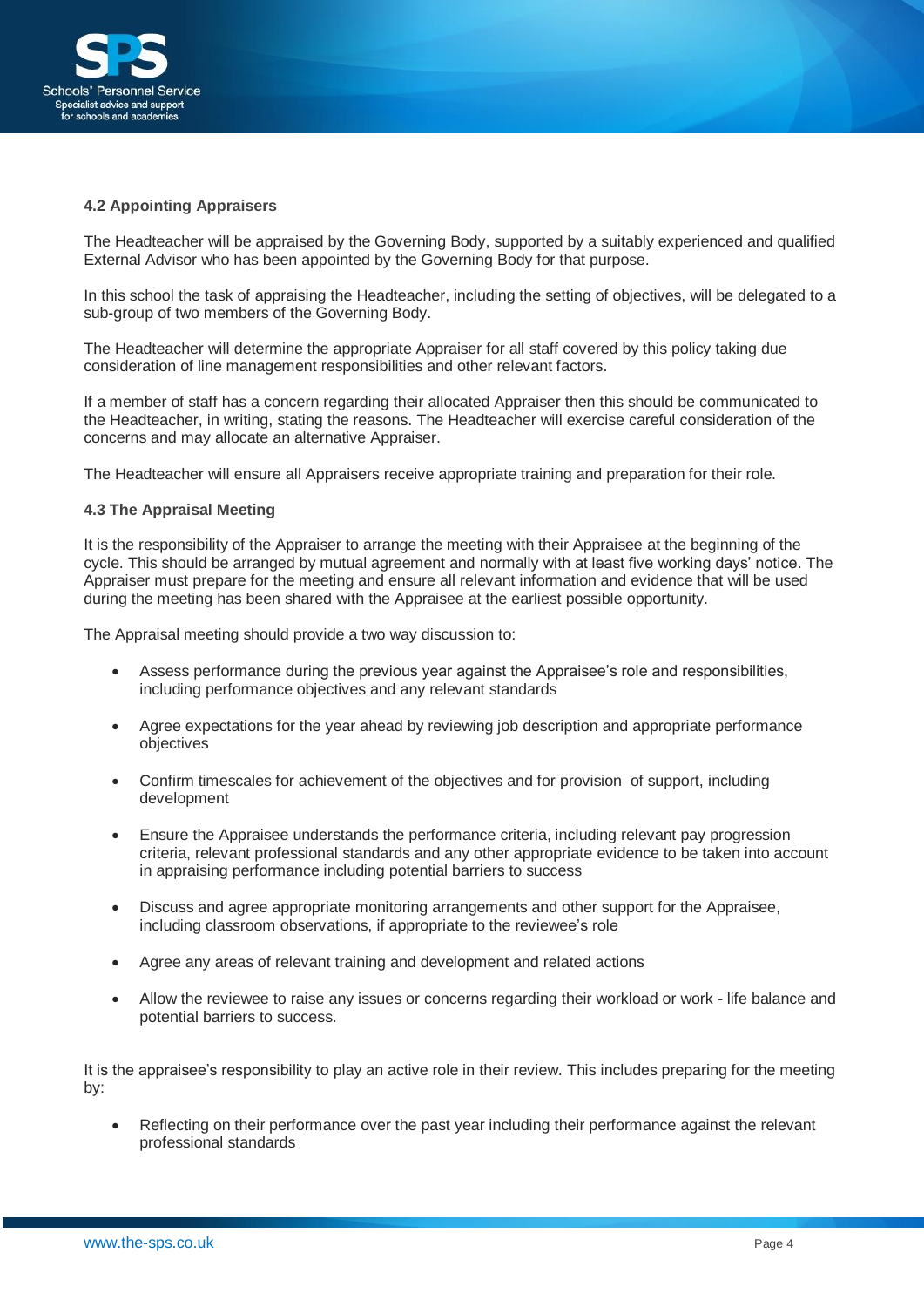### 4.2 Appointing Appraisers

The Headteacher will be appraised by the Governing Body, supported by a suitably experienced and qualified External Advisor who has been appointed by the Governing Body for that purpose.

In this school the task of appraising the Headteacher, including the setting of objectives, will be delegated to a sub-group of two members of the Governing Body.

The Headteacher will determine the appropriate Appraiser for all staff covered by this policy taking due consideration of line management responsibilities and other relevant factors.

If a member of staff has a concern regarding their allocated Appraiser then this should be communicated to the Headteacher, in writing, stating the reasons. The Headteacher will exercise careful consideration of the concerns and may allocate an alternative Appraiser.

The Headteacher will ensure all Appraisers receive appropriate training and preparation for their role.

### 4.3 The Appraisal Meeting

It is the responsibility of the Appraiser to arrange the meeting with their Appraisee at the beginning of the cycle. This should be arranged by mutual agreement and normally with at least five working days' notice. The Appraiser must prepare for the meeting and ensure all relevant information and evidence that will be used during the meeting has been shared with the Appraisee at the earliest possible opportunity.

The Appraisal meeting should provide a two way discussion to:

- Assess performance during the previous year against the Appraisee's role and responsibilities, including performance objectives and any relevant standards
- Agree expectations for the year ahead by reviewing job description and appropriate performance objectives
- Confirm timescales for achievement of the objectives and for provision of support, including development
- Ensure the Appraisee understands the performance criteria, including relevant pay progression criteria, relevant professional standards and any other appropriate evidence to be taken into account in appraising performance including potential barriers to success
- Discuss and agree appropriate monitoring arrangements and other support for the Appraisee, including classroom observations, if appropriate to the reviewee's role
- Agree any areas of relevant training and development and related actions
- Allow the reviewee to raise any issues or concerns regarding their workload or work - life balance and potential barriers to success.

It is the appraisee's responsibility to play an active role in their review. This includes preparing for the meeting by:

- Reflecting on their performance over the past year including their performance against the relevant professional standards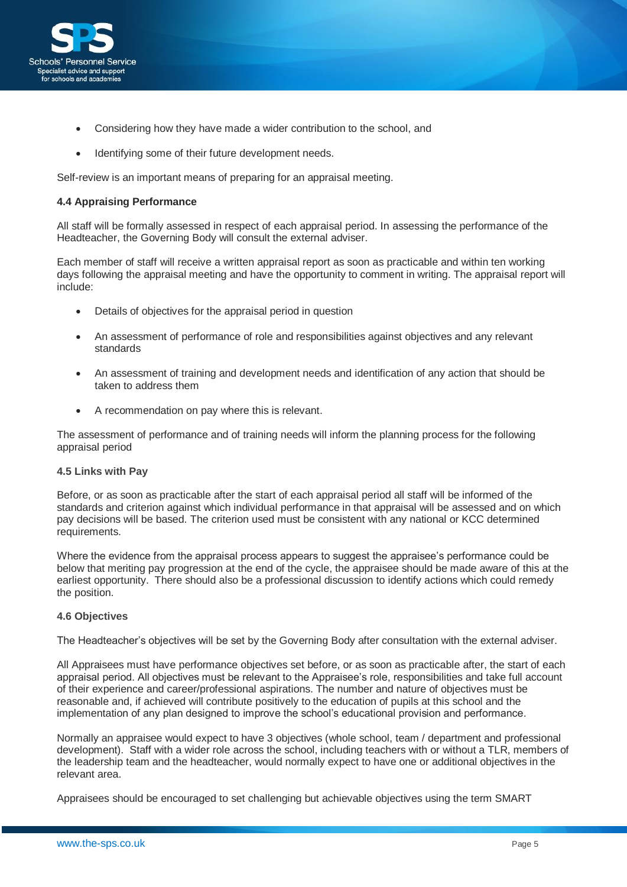- Considering how they have made a wider contribution to the school, and
- Identifying some of their future development needs.

Self-review is an important means of preparing for an appraisal meeting.

**4.4 Appraising Performance**

All staff will be formally assessed in respect of each appraisal period. In assessing the performance of the Headteacher, the Governing Body will consult the external adviser.

Each member of staff will receive a written appraisal report as soon as practicable and within ten working days following the appraisal meeting and have the opportunity to comment in writing. The appraisal report will include:

- Details of objectives for the appraisal period in question
- An assessment of performance of role and responsibilities against objectives and any relevant standards
- An assessment of training and development needs and identification of any action that should be taken to address them
- A recommendation on pay where this is relevant.

The assessment of performance and of training needs will inform the planning process for the following appraisal period

**4.5 Links with Pay**

Before, or as soon as practicable after the start of each appraisal period all staff will be informed of the standards and criterion against which individual performance in that appraisal will be assessed and on which pay decisions will be based. The criterion used must be consistent with any national or KCC determined requirements.

Where the evidence from the appraisal process appears to suggest the appraisee's performance could be below that meriting pay progression at the end of the cycle, the appraisee should be made aware of this at the earliest opportunity. There should also be a professional discussion to identify actions which could remedy the position.

**4.6 Objectives**

The Headteacher's objectives will be set by the Governing Body after consultation with the external adviser.

All Appraisees must have performance objectives set before, or as soon as practicable after, the start of each appraisal period. All objectives must be relevant to the Appraisee's role, responsibilities and take full account of their experience and career/professional aspirations. The number and nature of objectives must be reasonable and, if achieved will contribute positively to the education of pupils at this school and the implementation of any plan designed to improve the school's educational provision and performance.

Normally an appraisee would expect to have 3 objectives (whole school, team / department and professional development). Staff with a wider role across the school, including teachers with or without a TLR, members of the leadership team and the headteacher, would normally expect to have one or additional objectives in the relevant area.

Appraisees should be encouraged to set challenging but achievable objectives using the term SMART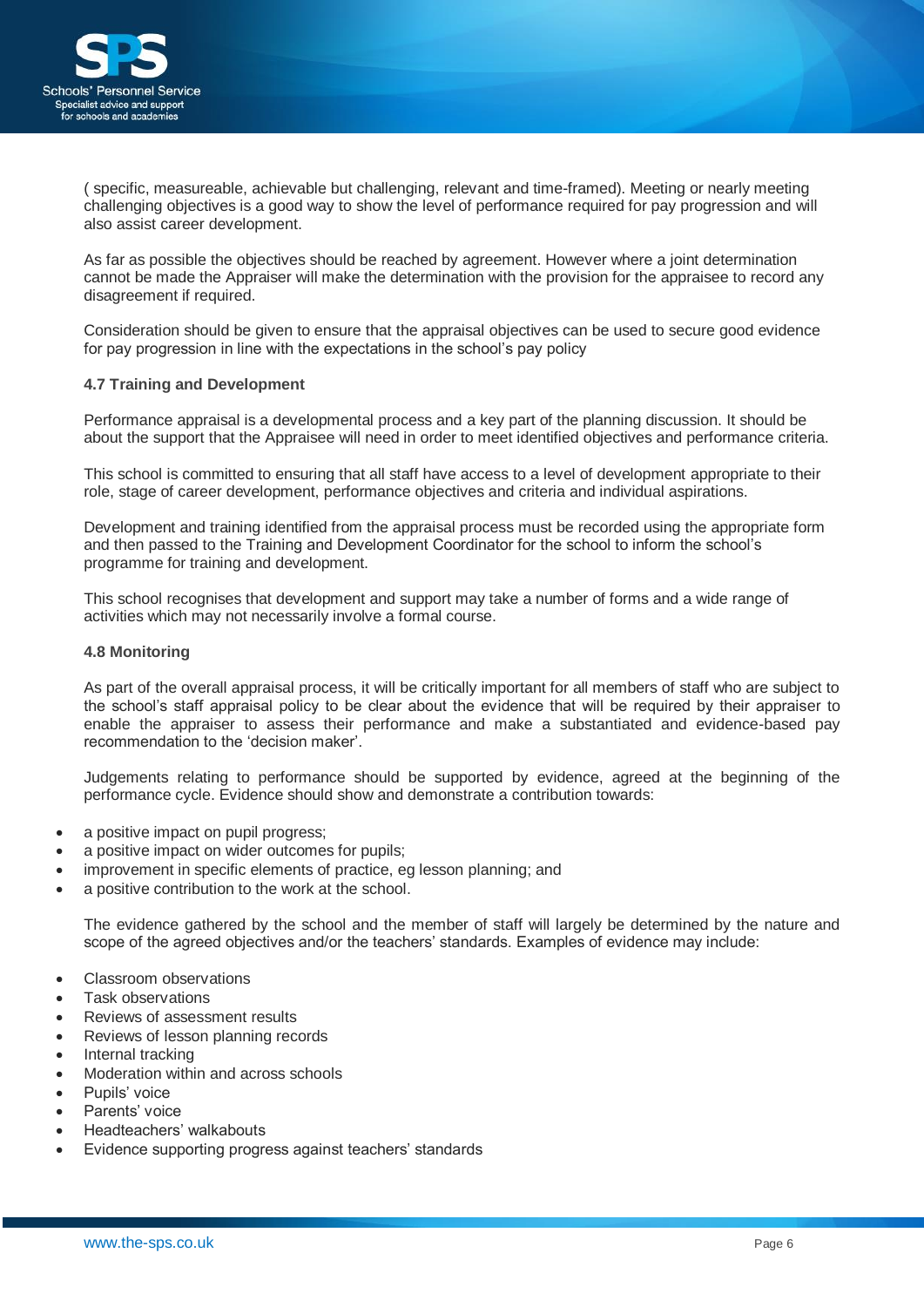( specific, measureable, achievable but challenging, relevant and time-framed). Meeting or nearly meeting challenging objectives is a good way to show the level of performance required for pay progression and will also assist career development.

As far as possible the objectives should be reached by agreement. However where a joint determination cannot be made the Appraiser will make the determination with the provision for the appraisee to record any disagreement if required.

Consideration should be given to ensure that the appraisal objectives can be used to secure good evidence for pay progression in line with the expectations in the school's pay policy

#### 4.7 Training and Development

Performance appraisal is a developmental process and a key part of the planning discussion. It should be about the support that the Appraisee will need in order to meet identified objectives and performance criteria.

This school is committed to ensuring that all staff have access to a level of development appropriate to their role, stage of career development, performance objectives and criteria and individual aspirations.

Development and training identified from the appraisal process must be recorded using the appropriate form and then passed to the Training and Development Coordinator for the school to inform the school's programme for training and development.

This school recognises that development and support may take a number of forms and a wide range of activities which may not necessarily involve a formal course.

#### 4.8 Monitoring

As part of the overall appraisal process, it will be critically important for all members of staff who are subject to the school's staff appraisal policy to be clear about the evidence that will be required by their appraiser to enable the appraiser to assess their performance and make a substantiated and evidence-based pay recommendation to the 'decision maker'.

Judgements relating to performance should be supported by evidence, agreed at the beginning of the performance cycle. Evidence should show and demonstrate a contribution towards:

- a positive impact on pupil progress;
- a positive impact on wider outcomes for pupils;
- improvement in specific elements of practice, eg lesson planning; and
- a positive contribution to the work at the school.

The evidence gathered by the school and the member of staff will largely be determined by the nature and scope of the agreed objectives and/or the teachers' standards. Examples of evidence may include:

- Classroom observations
- Task observations
- Reviews of assessment results
- Reviews of lesson planning records
- Internal tracking
- Moderation within and across schools
- Pupils' voice
- Parents' voice
- Headteachers' walkabouts
- Evidence supporting progress against teachers' standards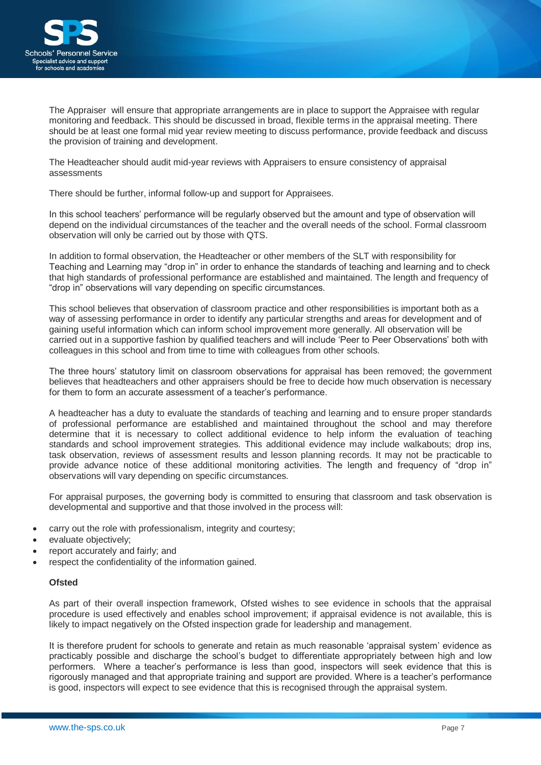The Appraiser  will ensure that appropriate arrangements are in place to support the Appraisee with regular monitoring and feedback. This should be discussed in broad, flexible terms in the appraisal meeting. There should be at least one formal mid year review meeting to discuss performance, provide feedback and discuss the provision of training and development.

The Headteacher should audit mid-year reviews with Appraisers to ensure consistency of appraisal assessments

There should be further, informal follow-up and support for Appraisees.

In this school teachers' performance will be regularly observed but the amount and type of observation will depend on the individual circumstances of the teacher and the overall needs of the school. Formal classroom observation will only be carried out by those with QTS.

In addition to formal observation, the Headteacher or other members of the SLT with responsibility for Teaching and Learning may "drop in" in order to enhance the standards of teaching and learning and to check that high standards of professional performance are established and maintained. The length and frequency of "drop in" observations will vary depending on specific circumstances.

This school believes that observation of classroom practice and other responsibilities is important both as a way of assessing performance in order to identify any particular strengths and areas for development and of gaining useful information which can inform school improvement more generally. All observation will be carried out in a supportive fashion by qualified teachers and will include 'Peer to Peer Observations' both with colleagues in this school and from time to time with colleagues from other schools.

The three hours' statutory limit on classroom observations for appraisal has been removed; the government believes that headteachers and other appraisers should be free to decide how much observation is necessary for them to form an accurate assessment of a teacher's performance.

A headteacher has a duty to evaluate the standards of teaching and learning and to ensure proper standards of professional performance are established and maintained throughout the school and may therefore determine that it is necessary to collect additional evidence to help inform the evaluation of teaching standards and school improvement strategies. This additional evidence may include walkabouts; drop ins, task observation, reviews of assessment results and lesson planning records. It may not be practicable to provide advance notice of these additional monitoring activities. The length and frequency of "drop in" observations will vary depending on specific circumstances.

For appraisal purposes, the governing body is committed to ensuring that classroom and task observation is developmental and supportive and that those involved in the process will:

- carry out the role with professionalism, integrity and courtesy;
- evaluate objectively;
- report accurately and fairly; and
- respect the confidentiality of the information gained.

**Ofsted**

As part of their overall inspection framework, Ofsted wishes to see evidence in schools that the appraisal procedure is used effectively and enables school improvement; if appraisal evidence is not available, this is likely to impact negatively on the Ofsted inspection grade for leadership and management.

It is therefore prudent for schools to generate and retain as much reasonable 'appraisal system' evidence as practicably possible and discharge the school's budget to differentiate appropriately between high and low performers.  Where a teacher's performance is less than good, inspectors will seek evidence that this is rigorously managed and that appropriate training and support are provided. Where is a teacher's performance is good, inspectors will expect to see evidence that this is recognised through the appraisal system.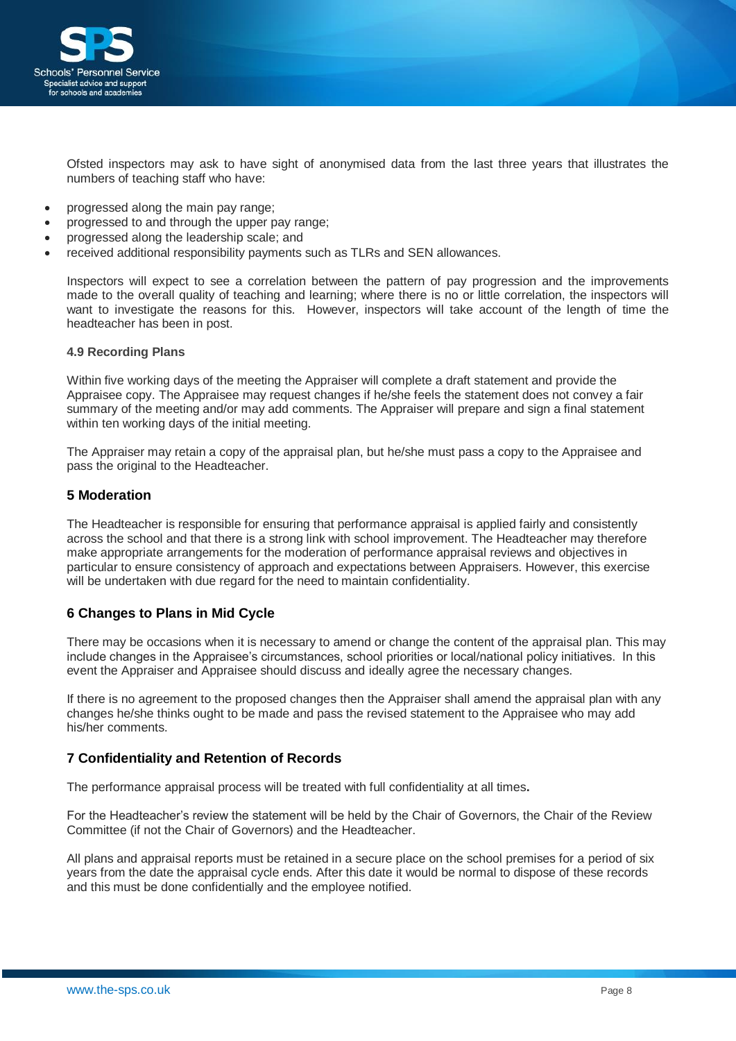Ofsted inspectors may ask to have sight of anonymised data from the last three years that illustrates the numbers of teaching staff who have:

- progressed along the main pay range;
- progressed to and through the upper pay range;
- progressed along the leadership scale; and
- received additional responsibility payments such as TLRs and SEN allowances.

Inspectors will expect to see a correlation between the pattern of pay progression and the improvements made to the overall quality of teaching and learning; where there is no or little correlation, the inspectors will want to investigate the reasons for this. However, inspectors will take account of the length of time the headteacher has been in post.

#### 4.9 Recording Plans

Within five working days of the meeting the Appraiser will complete a draft statement and provide the Appraisee copy. The Appraisee may request changes if he/she feels the statement does not convey a fair summary of the meeting and/or may add comments. The Appraiser will prepare and sign a final statement within ten working days of the initial meeting.

The Appraiser may retain a copy of the appraisal plan, but he/she must pass a copy to the Appraisee and pass the original to the Headteacher.

## 5 Moderation

The Headteacher is responsible for ensuring that performance appraisal is applied fairly and consistently across the school and that there is a strong link with school improvement. The Headteacher may therefore make appropriate arrangements for the moderation of performance appraisal reviews and objectives in particular to ensure consistency of approach and expectations between Appraisers. However, this exercise will be undertaken with due regard for the need to maintain confidentiality.

## 6 Changes to Plans in Mid Cycle

There may be occasions when it is necessary to amend or change the content of the appraisal plan. This may include changes in the Appraisee's circumstances, school priorities or local/national policy initiatives. In this event the Appraiser and Appraisee should discuss and ideally agree the necessary changes.

If there is no agreement to the proposed changes then the Appraiser shall amend the appraisal plan with any changes he/she thinks ought to be made and pass the revised statement to the Appraisee who may add his/her comments.

## 7 Confidentiality and Retention of Records

The performance appraisal process will be treated with full confidentiality at all times.

For the Headteacher's review the statement will be held by the Chair of Governors, the Chair of the Review Committee (if not the Chair of Governors) and the Headteacher.

All plans and appraisal reports must be retained in a secure place on the school premises for a period of six years from the date the appraisal cycle ends. After this date it would be normal to dispose of these records and this must be done confidentially and the employee notified.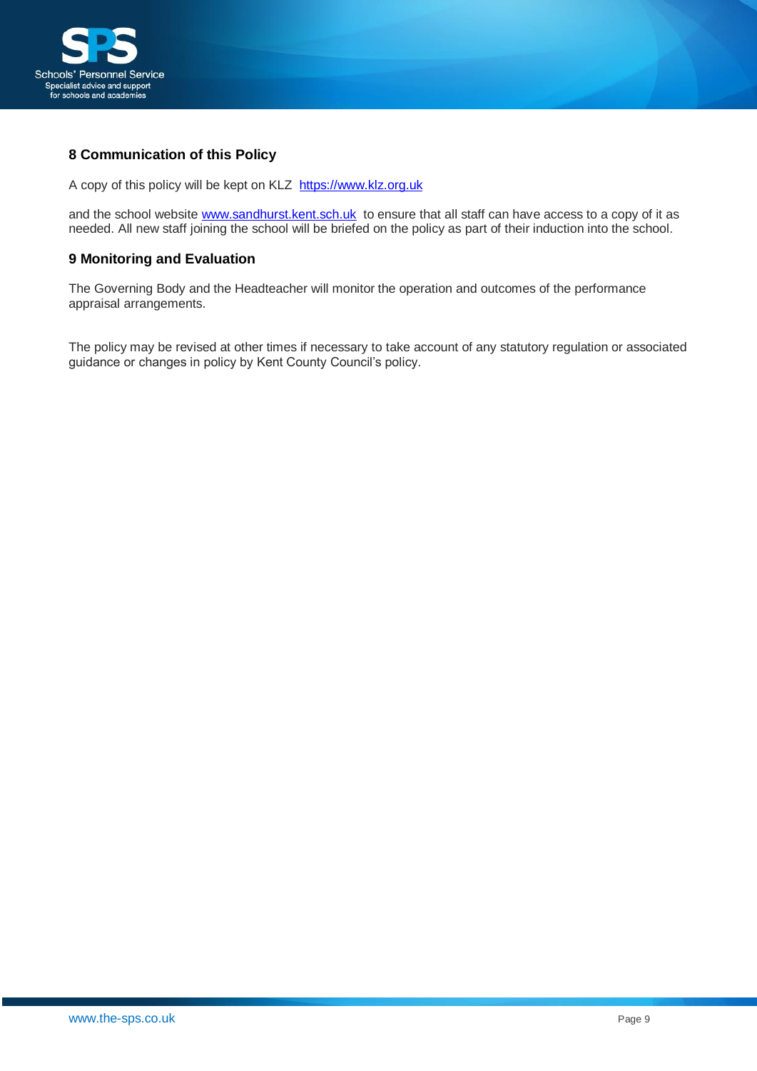## 8 Communication of this Policy

A copy of this policy will be kept on KLZ https://www.klz.org.uk

and the school website www.sandhurst.kent.sch.uk to ensure that all staff can have access to a copy of it as needed. All new staff joining the school will be briefed on the policy as part of their induction into the school.

## 9 Monitoring and Evaluation

The Governing Body and the Headteacher will monitor the operation and outcomes of the performance appraisal arrangements.

The policy may be revised at other times if necessary to take account of any statutory regulation or associated guidance or changes in policy by Kent County Council's policy.